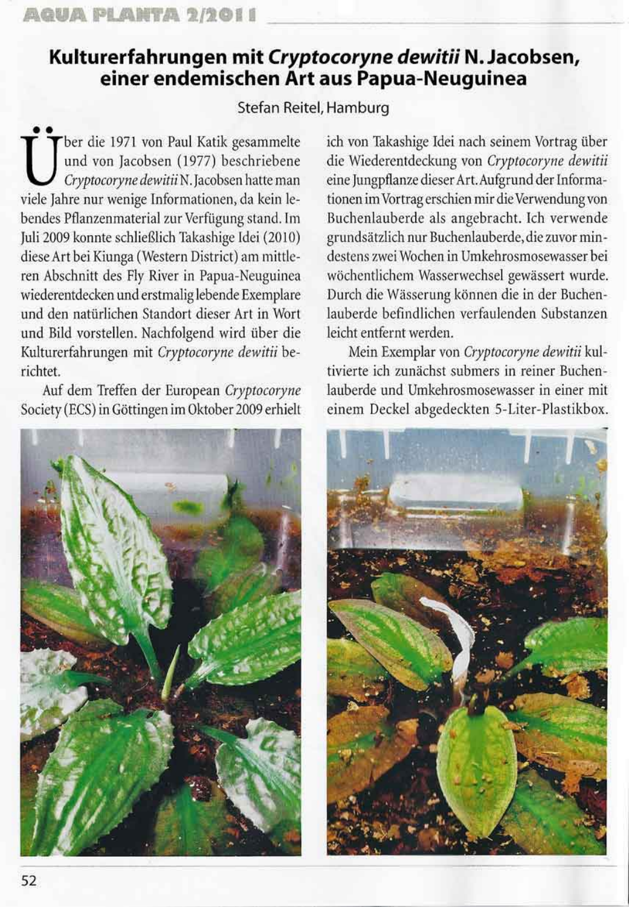# Kulturerfahrungen mit *Cryptocoryne dewitii* N. Jacobsen, einer endemischen Art aus Papua-Neuguinea

Stefan Reitel, Hamburg

Über die 1971 von Paul Katik gesammelte und von Jacobsen (1977) beschriebene *Cryptocoryne dewitii* N. Jacobsen hatte man viele Jahre nur wenige Informationen, da kein lebendes Pflanzenmaterial zur Verfügung stand. Im Juli 2009 konnte schließlich Takashige Idei (2010) diese Art bei Kiunga (Western District) am mittleren Abschnitt des Fly River in Papua-Neuguinea wiederentdecken und erstmalig lebende Exemplare und den natürlichen Standort dieser Art in Wort und Bild vorstellen. Nachfolgend wird über die Kulturerfahrungen mit *Cryptocoryne dewitii* berichtet.

Auf dem Treffen der European *Cryptocoryne* Society (ECS) in Göttingen im Oktober 2009 erhielt ich von Takashige Idei nach seinem Vortrag über die Wiederentdeckung von *Cryptocoryne dewitii* eine Jungpflanze dieser Art. Aufgrund der Informationen im Vortrag erschien mir die Verwendung von Buchenlauberde als angebracht. Ich verwende grundsätzlich nur Buchenlauberde, die zuvor mindestens zwei Wochen in Umkehrosmosewasser bei wöchentlichem Wasserwechsel gewässert wurde. Durch die Wässerung können die in der Buchenlauberde befindlichen verfaulenden Substanzen leicht entfernt werden.

Mein Exemplar von *Cryptocoryne dewitii* kultivierte ich zunächst submers in reiner Buchenlauberde und Umkehrosmosewasser in einer mit einem Deckel abgedeckten 5-Liter-Plastikbox.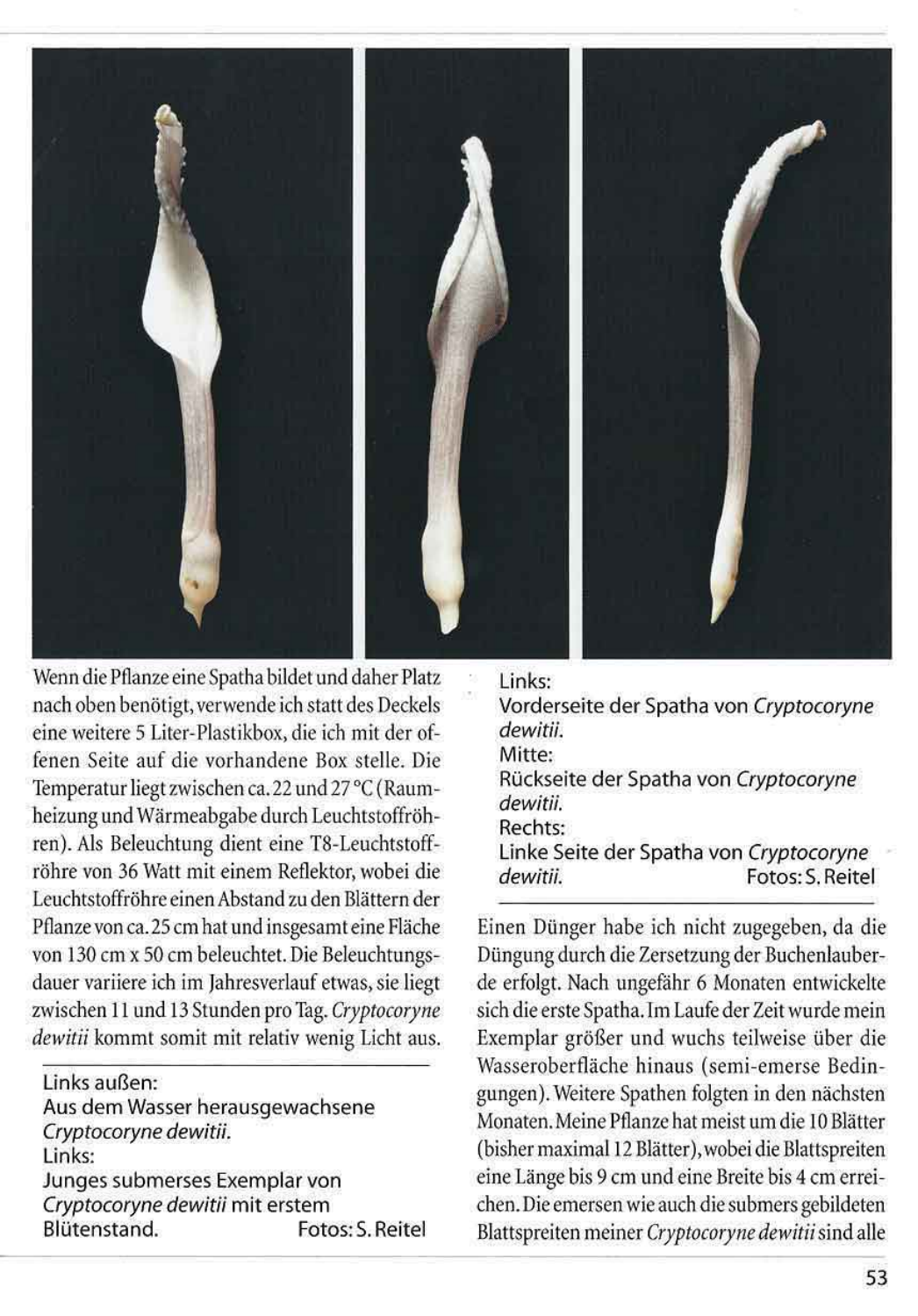Wenn die Pflanze eine Spatha bildet und daher Platz nach oben benötigt, verwende ich statt des Deckels eine weitere 5 Liter-Plastikbox, die ich mit der offenen Seite auf die vorhandene Box stelle. Die Temperatur liegt zwischen ca. 22 und 27 °C (Raumheizung und Wärmeabgabe durch Leuchtstoffröhren). Als Beleuchtung dient eine T8-Leuchtstoffröhre von 36 Watt mit einem Reflektor, wobei die Leuchtstoffröhre einen Abstand zu den Blättern der Pflanze von ca. 25 cm hat und insgesamt eine Fläche von 130 cm x 50 cm beleuchtet. Die Beleuchtungsdauer variiere ich im Jahresverlauf etwas, sie liegt zwischen 11 und 13 Stunden pro Tag. *Cryptocoryne dewitii* kommt somit mit relativ wenig Licht aus.

Links außen:
Aus dem Wasser herausgewachsene *Cryptocoryne dewitii.*
Links:
Junges submerses Exemplar von *Cryptocoryne dewitii* mit erstem Blütenstand. Fotos: S. Reitel

Links:
Vorderseite der Spatha von *Cryptocoryne dewitii.*
Mitte:
Rückseite der Spatha von *Cryptocoryne dewitii.*
Rechts:
Linke Seite der Spatha von *Cryptocoryne dewitii.* Fotos: S. Reitel

Einen Dünger habe ich nicht zugegeben, da die Düngung durch die Zersetzung der Buchenlauberde erfolgt. Nach ungefähr 6 Monaten entwickelte sich die erste Spatha. Im Laufe der Zeit wurde mein Exemplar größer und wuchs teilweise über die Wasseroberfläche hinaus (semi-emerse Bedingungen). Weitere Spathen folgten in den nächsten Monaten. Meine Pflanze hat meist um die 10 Blätter (bisher maximal 12 Blätter), wobei die Blattspreiten eine Länge bis 9 cm und eine Breite bis 4 cm erreichen. Die emersen wie auch die submers gebildeten Blattspreiten meiner *Cryptocoryne dewitii* sind alle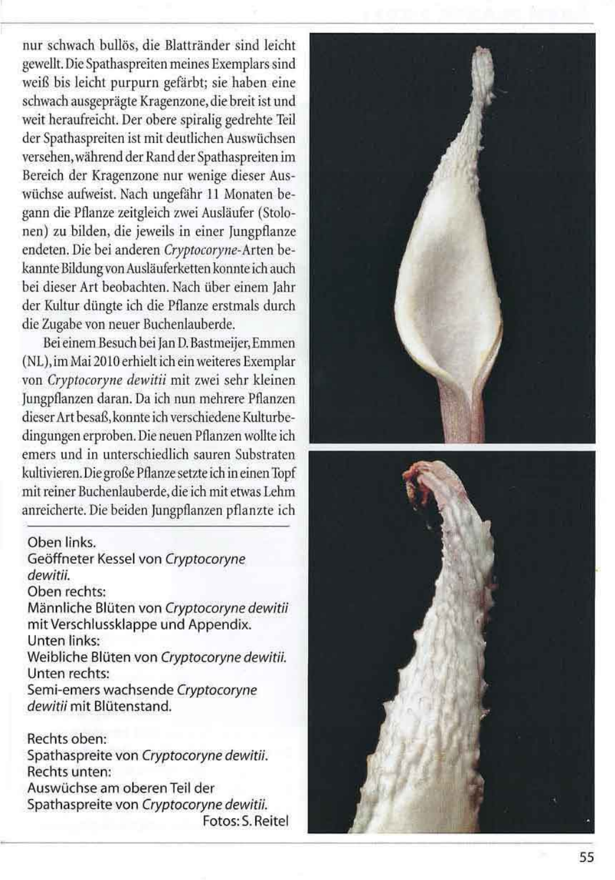nur schwach bullös, die Blattränder sind leicht gewellt. Die Spathaspreiten meines Exemplars sind weiß bis leicht purpurn gefärbt; sie haben eine schwach ausgeprägte Kragenzone, die breit ist und weit heraufreicht. Der obere spiralig gedrehte Teil der Spathaspreiten ist mit deutlichen Auswüchsen versehen, während der Rand der Spathaspreiten im Bereich der Kragenzone nur wenige dieser Auswüchse aufweist. Nach ungefähr 11 Monaten begann die Pflanze zeitgleich zwei Ausläufer (Stolonen) zu bilden, die jeweils in einer Jungpflanze endeten. Die bei anderen *Cryptocoryne*-Arten bekannte Bildung von Ausläuferketten konnte ich auch bei dieser Art beobachten. Nach über einem Jahr der Kultur düngte ich die Pflanze erstmals durch die Zugabe von neuer Buchenlauberde.

Bei einem Besuch bei Jan D. Bastmeijer, Emmen (NL), im Mai 2010 erhielt ich ein weiteres Exemplar von *Cryptocoryne dewitii* mit zwei sehr kleinen Jungpflanzen daran. Da ich nun mehrere Pflanzen dieser Art besaß, konnte ich verschiedene Kulturbedingungen erproben. Die neuen Pflanzen wollte ich emers und in unterschiedlich sauren Substraten kultivieren. Die große Pflanze setzte ich in einen Topf mit reiner Buchenlauberde, die ich mit etwas Lehm anreicherte. Die beiden Jungpflanzen pflanzte ich

Oben links.
Geöffneter Kessel von *Cryptocoryne dewitii.*
Oben rechts:
Männliche Blüten von *Cryptocoryne dewitii* mit Verschlussklappe und Appendix.
Unten links:
Weibliche Blüten von *Cryptocoryne dewitii.*
Unten rechts:
Semi-emers wachsende *Cryptocoryne dewitii* mit Blütenstand.

Rechts oben:
Spathaspreite von *Cryptocoryne dewitii.*
Rechts unten:
Auswüchse am oberen Teil der Spathaspreite von *Cryptocoryne dewitii.*
Fotos: S. Reitel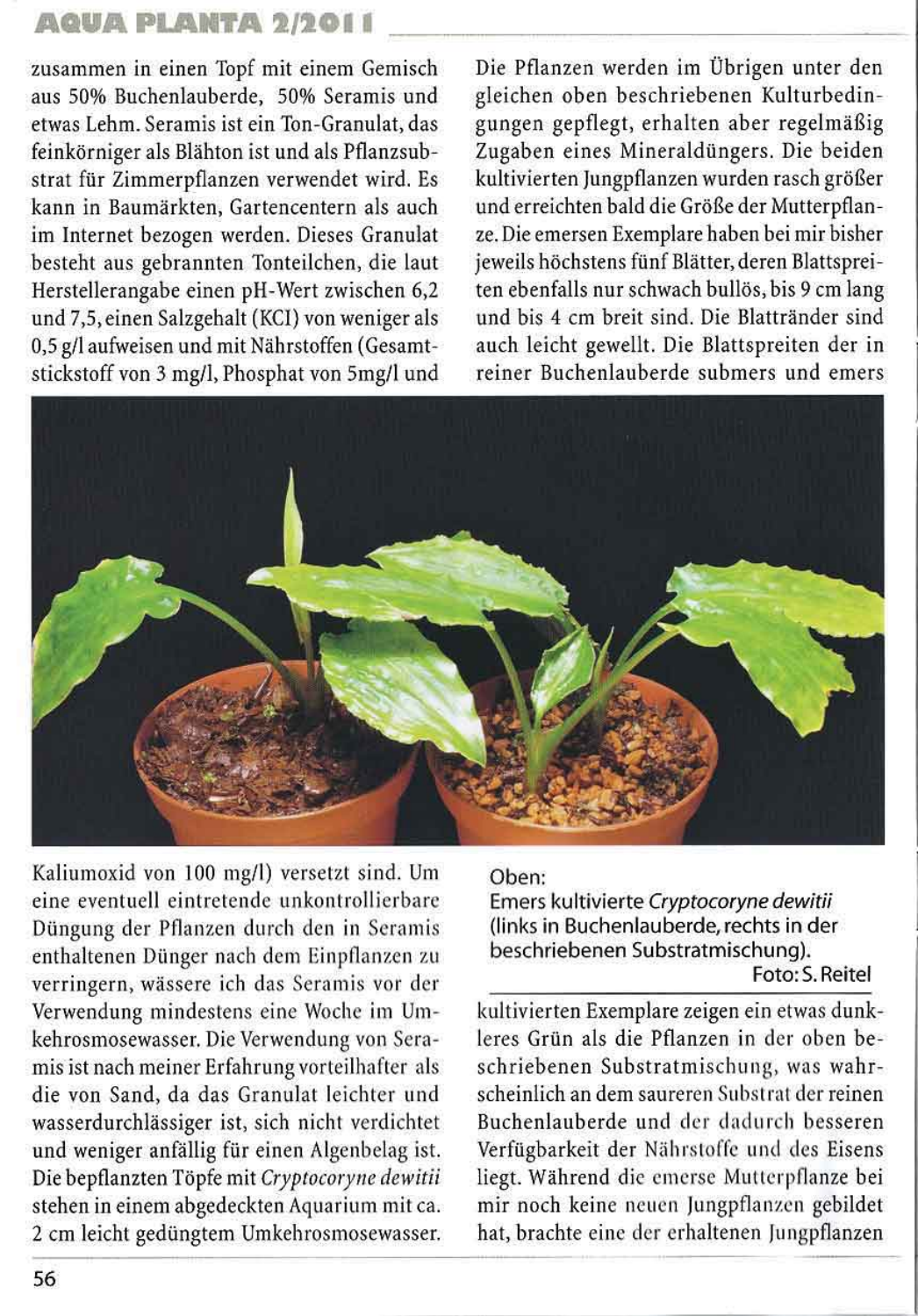zusammen in einen Topf mit einem Gemisch aus 50% Buchenlauberde, 50% Seramis und etwas Lehm. Seramis ist ein Ton-Granulat, das feinkörniger als Blähton ist und als Pflanzsubstrat für Zimmerpflanzen verwendet wird. Es kann in Baumärkten, Gartencentern als auch im Internet bezogen werden. Dieses Granulat besteht aus gebrannten Tonteilchen, die laut Herstellerangabe einen pH-Wert zwischen 6,2 und 7,5, einen Salzgehalt (KCl) von weniger als 0,5 g/l aufweisen und mit Nährstoffen (Gesamtstickstoff von 3 mg/l, Phosphat von 5mg/l und Kaliumoxid von 100 mg/l) versetzt sind. Um eine eventuell eintretende unkontrollierbare Düngung der Pflanzen durch den in Seramis enthaltenen Dünger nach dem Einpflanzen zu verringern, wässere ich das Seramis vor der Verwendung mindestens eine Woche im Umkehrosmosewasser. Die Verwendung von Seramis ist nach meiner Erfahrung vorteilhafter als die von Sand, da das Granulat leichter und wasserdurchlässiger ist, sich nicht verdichtet und weniger anfällig für einen Algenbelag ist. Die bepflanzten Töpfe mit *Cryptocoryne dewitii* stehen in einem abgedeckten Aquarium mit ca. 2 cm leicht gedüngtem Umkehrosmosewasser.

Die Pflanzen werden im Übrigen unter den gleichen oben beschriebenen Kulturbedingungen gepflegt, erhalten aber regelmäßig Zugaben eines Mineraldüngers. Die beiden kultivierten Jungpflanzen wurden rasch größer und erreichten bald die Größe der Mutterpflanze. Die emersen Exemplare haben bei mir bisher jeweils höchstens fünf Blätter, deren Blattspreiten ebenfalls nur schwach bullös, bis 9 cm lang und bis 4 cm breit sind. Die Blattränder sind auch leicht gewellt. Die Blattspreiten der in reiner Buchenlauberde submers und emers kultivierten Exemplare zeigen ein etwas dunkleres Grün als die Pflanzen in der oben beschriebenen Substratmischung, was wahrscheinlich an dem saureren Substrat der reinen Buchenlauberde und der dadurch besseren Verfügbarkeit der Nährstoffe und des Eisens liegt. Während die emerse Mutterpflanze bei mir noch keine neuen Jungpflanzen gebildet hat, brachte eine der erhaltenen Jungpflanzen

Oben:
Emers kultivierte *Cryptocoryne dewitii* (links in Buchenlauberde, rechts in der beschriebenen Substratmischung).
Foto: S. Reitel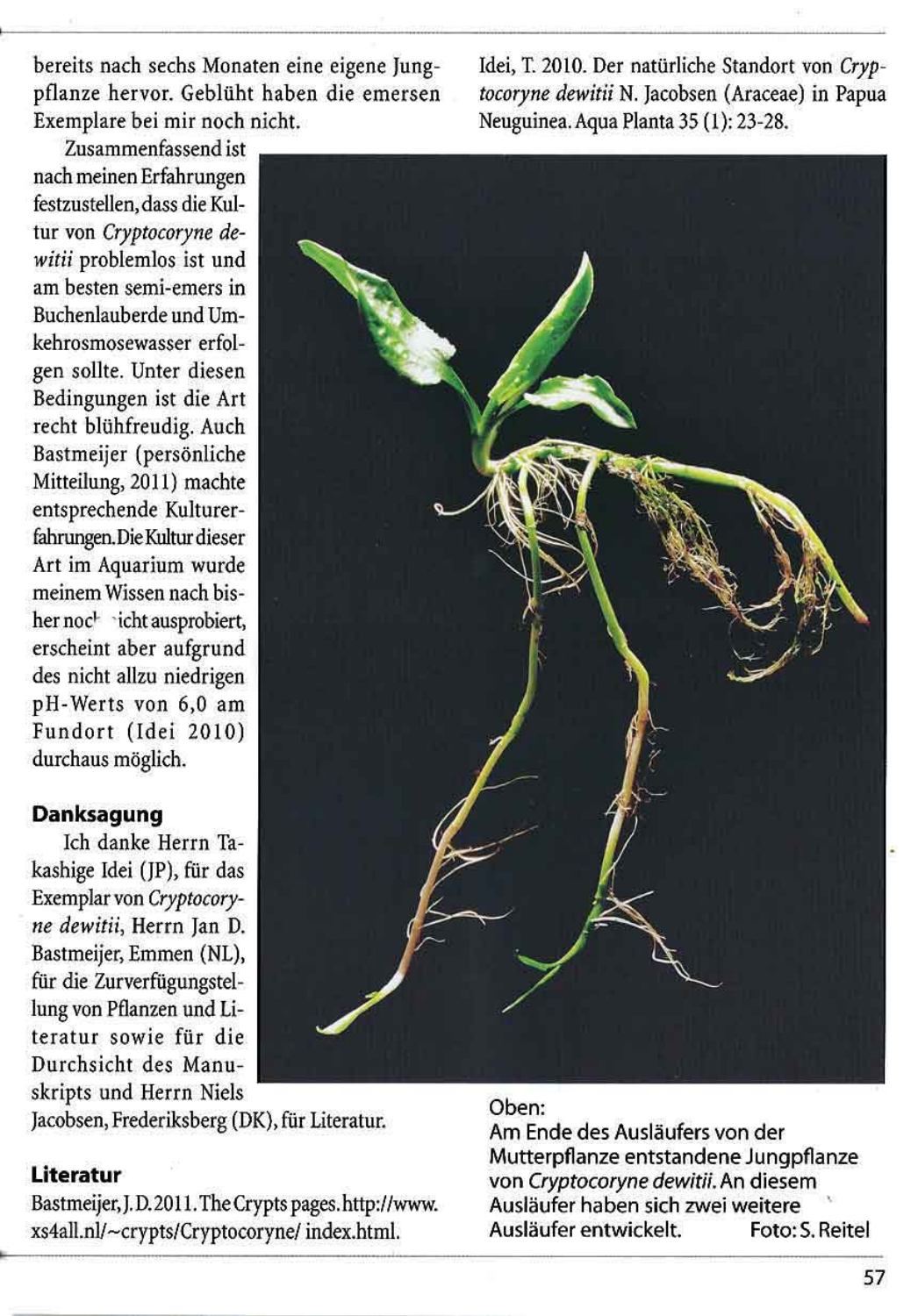bereits nach sechs Monaten eine eigene Jungpflanze hervor. Geblüht haben die emersen Exemplare bei mir noch nicht.

Zusammenfassend ist nach meinen Erfahrungen festzustellen, dass die Kultur von *Cryptocoryne dewitii* problemlos ist und am besten semi-emers in Buchenlauberde und Umkehrosmosewasser erfolgen sollte. Unter diesen Bedingungen ist die Art recht blühfreudig. Auch Bastmeijer (persönliche Mitteilung, 2011) machte entsprechende Kulturerfahrungen. Die Kultur dieser Art im Aquarium wurde meinem Wissen nach bisher noch nicht ausprobiert, erscheint aber aufgrund des nicht allzu niedrigen pH-Werts von 6,0 am Fundort (Idei 2010) durchaus möglich.

## Danksagung

Ich danke Herrn Takashige Idei (JP), für das Exemplar von *Cryptocoryne dewitii*, Herrn Jan D. Bastmeijer, Emmen (NL), für die Zurverfügungstellung von Pflanzen und Literatur sowie für die Durchsicht des Manuskripts und Herrn Niels Jacobsen, Frederiksberg (DK), für Literatur.

## Literatur

Bastmeijer, J. D. 2011. The Crypts pages. http://www.xs4all.nl/~crypts/Cryptocoryne/ index.html.

Idei, T. 2010. Der natürliche Standort von *Cryptocoryne dewitii* N. Jacobsen (Araceae) in Papua Neuguinea. Aqua Planta 35 (1): 23-28.

Oben:
Am Ende des Ausläufers von der Mutterpflanze entstandene Jungpflanze von *Cryptocoryne dewitii*. An diesem Ausläufer haben sich zwei weitere Ausläufer entwickelt. Foto: S. Reitel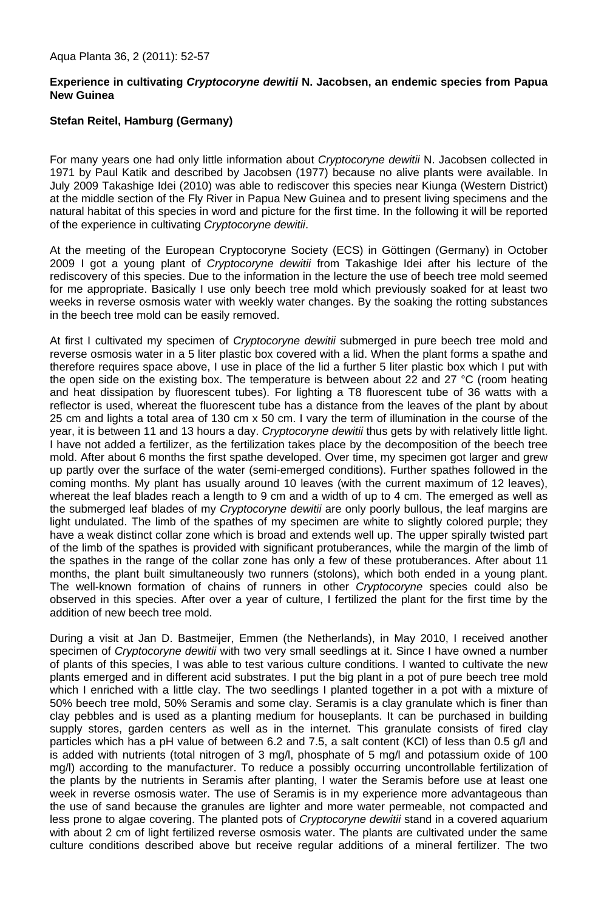Aqua Planta 36, 2 (2011): 52-57

**Experience in cultivating *Cryptocoryne dewitii* N. Jacobsen, an endemic species from Papua New Guinea**

**Stefan Reitel, Hamburg (Germany)**

For many years one had only little information about *Cryptocoryne dewitii* N. Jacobsen collected in 1971 by Paul Katik and described by Jacobsen (1977) because no alive plants were available. In July 2009 Takashige Idei (2010) was able to rediscover this species near Kiunga (Western District) at the middle section of the Fly River in Papua New Guinea and to present living specimens and the natural habitat of this species in word and picture for the first time. In the following it will be reported of the experience in cultivating *Cryptocoryne dewitii*.

At the meeting of the European Cryptocoryne Society (ECS) in Göttingen (Germany) in October 2009 I got a young plant of *Cryptocoryne dewitii* from Takashige Idei after his lecture of the rediscovery of this species. Due to the information in the lecture the use of beech tree mold seemed for me appropriate. Basically I use only beech tree mold which previously soaked for at least two weeks in reverse osmosis water with weekly water changes. By the soaking the rotting substances in the beech tree mold can be easily removed.

At first I cultivated my specimen of *Cryptocoryne dewitii* submerged in pure beech tree mold and reverse osmosis water in a 5 liter plastic box covered with a lid. When the plant forms a spathe and therefore requires space above, I use in place of the lid a further 5 liter plastic box which I put with the open side on the existing box. The temperature is between about 22 and 27 °C (room heating and heat dissipation by fluorescent tubes). For lighting a T8 fluorescent tube of 36 watts with a reflector is used, whereat the fluorescent tube has a distance from the leaves of the plant by about 25 cm and lights a total area of 130 cm x 50 cm. I vary the term of illumination in the course of the year, it is between 11 and 13 hours a day. *Cryptocoryne dewitii* thus gets by with relatively little light. I have not added a fertilizer, as the fertilization takes place by the decomposition of the beech tree mold. After about 6 months the first spathe developed. Over time, my specimen got larger and grew up partly over the surface of the water (semi-emerged conditions). Further spathes followed in the coming months. My plant has usually around 10 leaves (with the current maximum of 12 leaves), whereat the leaf blades reach a length to 9 cm and a width of up to 4 cm. The emerged as well as the submerged leaf blades of my *Cryptocoryne dewitii* are only poorly bullous, the leaf margins are light undulated. The limb of the spathes of my specimen are white to slightly colored purple; they have a weak distinct collar zone which is broad and extends well up. The upper spirally twisted part of the limb of the spathes is provided with significant protuberances, while the margin of the limb of the spathes in the range of the collar zone has only a few of these protuberances. After about 11 months, the plant built simultaneously two runners (stolons), which both ended in a young plant. The well-known formation of chains of runners in other *Cryptocoryne* species could also be observed in this species. After over a year of culture, I fertilized the plant for the first time by the addition of new beech tree mold.

During a visit at Jan D. Bastmeijer, Emmen (the Netherlands), in May 2010, I received another specimen of *Cryptocoryne dewitii* with two very small seedlings at it. Since I have owned a number of plants of this species, I was able to test various culture conditions. I wanted to cultivate the new plants emerged and in different acid substrates. I put the big plant in a pot of pure beech tree mold which I enriched with a little clay. The two seedlings I planted together in a pot with a mixture of 50% beech tree mold, 50% Seramis and some clay. Seramis is a clay granulate which is finer than clay pebbles and is used as a planting medium for houseplants. It can be purchased in building supply stores, garden centers as well as in the internet. This granulate consists of fired clay particles which has a pH value of between 6.2 and 7.5, a salt content (KCl) of less than 0.5 g/l and is added with nutrients (total nitrogen of 3 mg/l, phosphate of 5 mg/l and potassium oxide of 100 mg/l) according to the manufacturer. To reduce a possibly occurring uncontrollable fertilization of the plants by the nutrients in Seramis after planting, I water the Seramis before use at least one week in reverse osmosis water. The use of Seramis is in my experience more advantageous than the use of sand because the granules are lighter and more water permeable, not compacted and less prone to algae covering. The planted pots of *Cryptocoryne dewitii* stand in a covered aquarium with about 2 cm of light fertilized reverse osmosis water. The plants are cultivated under the same culture conditions described above but receive regular additions of a mineral fertilizer. The two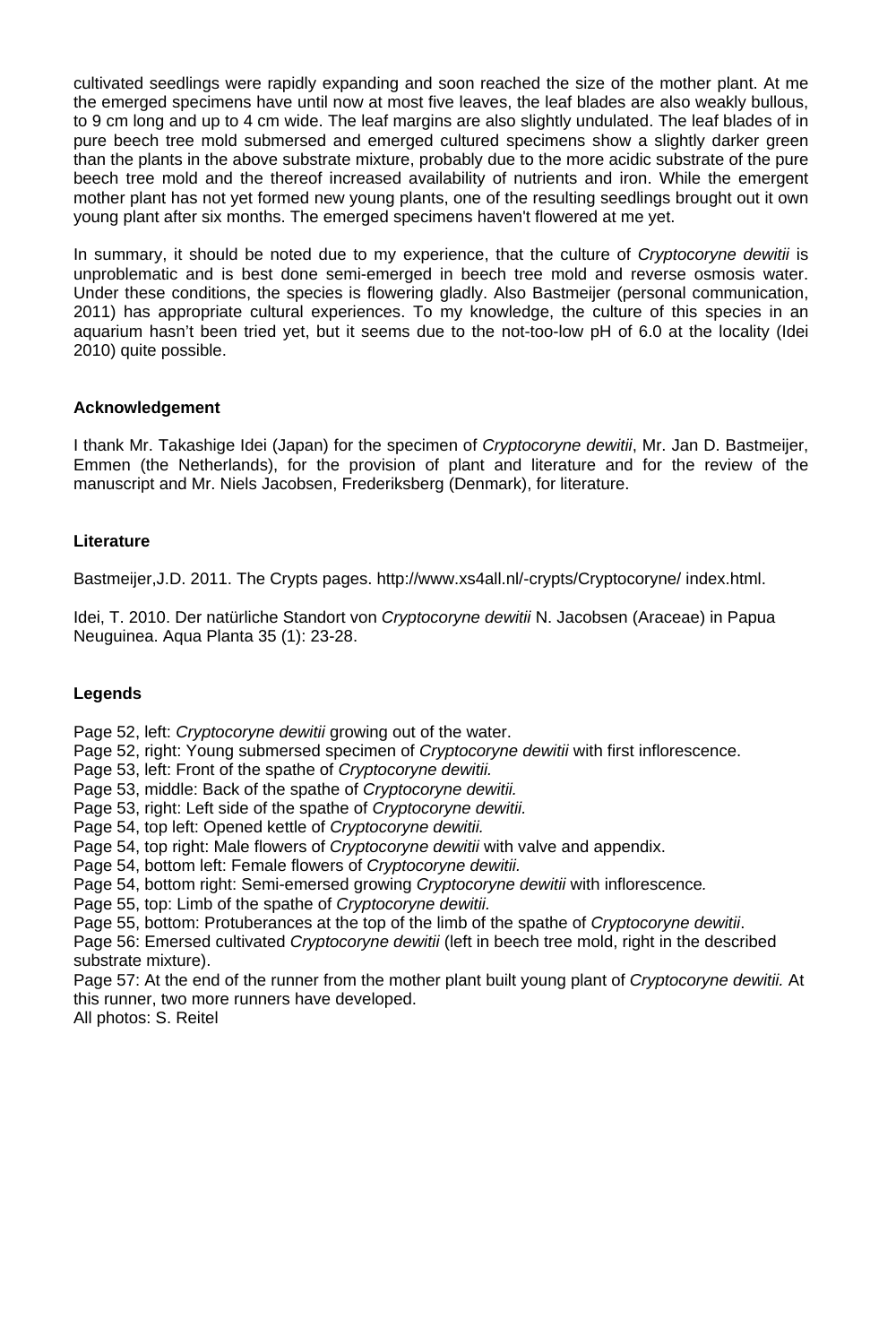cultivated seedlings were rapidly expanding and soon reached the size of the mother plant. At me the emerged specimens have until now at most five leaves, the leaf blades are also weakly bullous, to 9 cm long and up to 4 cm wide. The leaf margins are also slightly undulated. The leaf blades of in pure beech tree mold submersed and emerged cultured specimens show a slightly darker green than the plants in the above substrate mixture, probably due to the more acidic substrate of the pure beech tree mold and the thereof increased availability of nutrients and iron. While the emergent mother plant has not yet formed new young plants, one of the resulting seedlings brought out it own young plant after six months. The emerged specimens haven't flowered at me yet.

In summary, it should be noted due to my experience, that the culture of *Cryptocoryne dewitii* is unproblematic and is best done semi-emerged in beech tree mold and reverse osmosis water. Under these conditions, the species is flowering gladly. Also Bastmeijer (personal communication, 2011) has appropriate cultural experiences. To my knowledge, the culture of this species in an aquarium hasn't been tried yet, but it seems due to the not-too-low pH of 6.0 at the locality (Idei 2010) quite possible.

### Acknowledgement

I thank Mr. Takashige Idei (Japan) for the specimen of *Cryptocoryne dewitii*, Mr. Jan D. Bastmeijer, Emmen (the Netherlands), for the provision of plant and literature and for the review of the manuscript and Mr. Niels Jacobsen, Frederiksberg (Denmark), for literature.

### Literature

Bastmeijer,J.D. 2011. The Crypts pages. http://www.xs4all.nl/-crypts/Cryptocoryne/ index.html.

Idei, T. 2010. Der natürliche Standort von *Cryptocoryne dewitii* N. Jacobsen (Araceae) in Papua Neuguinea. Aqua Planta 35 (1): 23-28.

### Legends

Page 52, left: *Cryptocoryne dewitii* growing out of the water.
Page 52, right: Young submersed specimen of *Cryptocoryne dewitii* with first inflorescence.
Page 53, left: Front of the spathe of *Cryptocoryne dewitii.*
Page 53, middle: Back of the spathe of *Cryptocoryne dewitii.*
Page 53, right: Left side of the spathe of *Cryptocoryne dewitii.*
Page 54, top left: Opened kettle of *Cryptocoryne dewitii.*
Page 54, top right: Male flowers of *Cryptocoryne dewitii* with valve and appendix.
Page 54, bottom left: Female flowers of *Cryptocoryne dewitii.*
Page 54, bottom right: Semi-emersed growing *Cryptocoryne dewitii* with inflorescence*.*
Page 55, top: Limb of the spathe of *Cryptocoryne dewitii.*
Page 55, bottom: Protuberances at the top of the limb of the spathe of *Cryptocoryne dewitii*.
Page 56: Emersed cultivated *Cryptocoryne dewitii* (left in beech tree mold, right in the described substrate mixture).
Page 57: At the end of the runner from the mother plant built young plant of *Cryptocoryne dewitii.* At this runner, two more runners have developed.
All photos: S. Reitel